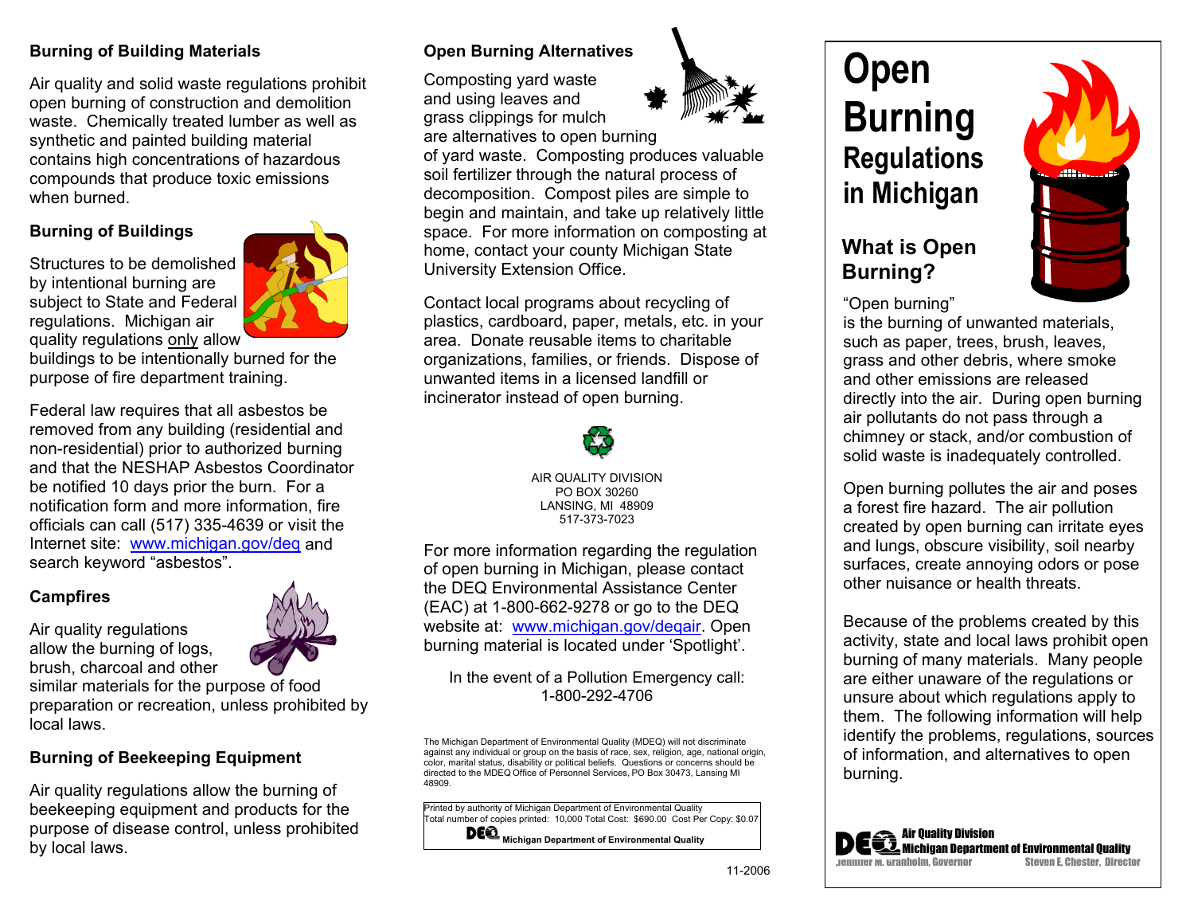## Burning of Building Materials

Air quality and solid waste regulations prohibit open burning of construction and demolition waste. Chemically treated lumber as well as synthetic and painted building material contains high concentrations of hazardous compounds that produce toxic emissions when burned.

## Burning of Buildings

Structures to be demolished by intentional burning are subject to State and Federal regulations. Michigan air quality regulations only allow buildings to be intentionally burned for the purpose of fire department training.

Federal law requires that all asbestos be removed from any building (residential and non-residential) prior to authorized burning and that the NESHAP Asbestos Coordinator be notified 10 days prior the burn. For a notification form and more information, fire officials can call (517) 335-4639 or visit the Internet site: [www.michigan.gov/deq](www.michigan.gov/deq) and search keyword "asbestos".

## Campfires

Air quality regulations allow the burning of logs, brush, charcoal and other similar materials for the purpose of food preparation or recreation, unless prohibited by local laws.

## Burning of Beekeeping Equipment

Air quality regulations allow the burning of beekeeping equipment and products for the purpose of disease control, unless prohibited by local laws.

## Open Burning Alternatives

Composting yard waste and using leaves and grass clippings for mulch are alternatives to open burning of yard waste. Composting produces valuable soil fertilizer through the natural process of decomposition. Compost piles are simple to begin and maintain, and take up relatively little space. For more information on composting at home, contact your county Michigan State University Extension Office.

Contact local programs about recycling of plastics, cardboard, paper, metals, etc. in your area. Donate reusable items to charitable organizations, families, or friends. Dispose of unwanted items in a licensed landfill or incinerator instead of open burning.

AIR QUALITY DIVISION
PO BOX 30260
LANSING, MI 48909
517-373-7023

For more information regarding the regulation of open burning in Michigan, please contact the DEQ Environmental Assistance Center (EAC) at 1-800-662-9278 or go to the DEQ website at: [www.michigan.gov/deqair](www.michigan.gov/deqair). Open burning material is located under 'Spotlight'.

In the event of a Pollution Emergency call:
1-800-292-4706

The Michigan Department of Environmental Quality (MDEQ) will not discriminate against any individual or group on the basis of race, sex, religion, age, national origin, color, marital status, disability or political beliefs. Questions or concerns should be directed to the MDEQ Office of Personnel Services, PO Box 30473, Lansing MI 48909.

Printed by authority of Michigan Department of Environmental Quality
Total number of copies printed: 10,000 Total Cost: $690.00 Cost Per Copy: $0.07
DEQ Michigan Department of Environmental Quality

11-2006

# Open Burning Regulations in Michigan

## What is Open Burning?

"Open burning" is the burning of unwanted materials, such as paper, trees, brush, leaves, grass and other debris, where smoke and other emissions are released directly into the air. During open burning air pollutants do not pass through a chimney or stack, and/or combustion of solid waste is inadequately controlled.

Open burning pollutes the air and poses a forest fire hazard. The air pollution created by open burning can irritate eyes and lungs, obscure visibility, soil nearby surfaces, create annoying odors or pose other nuisance or health threats.

Because of the problems created by this activity, state and local laws prohibit open burning of many materials. Many people are either unaware of the regulations or unsure about which regulations apply to them. The following information will help identify the problems, regulations, sources of information, and alternatives to open burning.

DEQ Air Quality Division
Michigan Department of Environmental Quality
Jennifer M. Granholm, Governor    Steven E. Chester, Director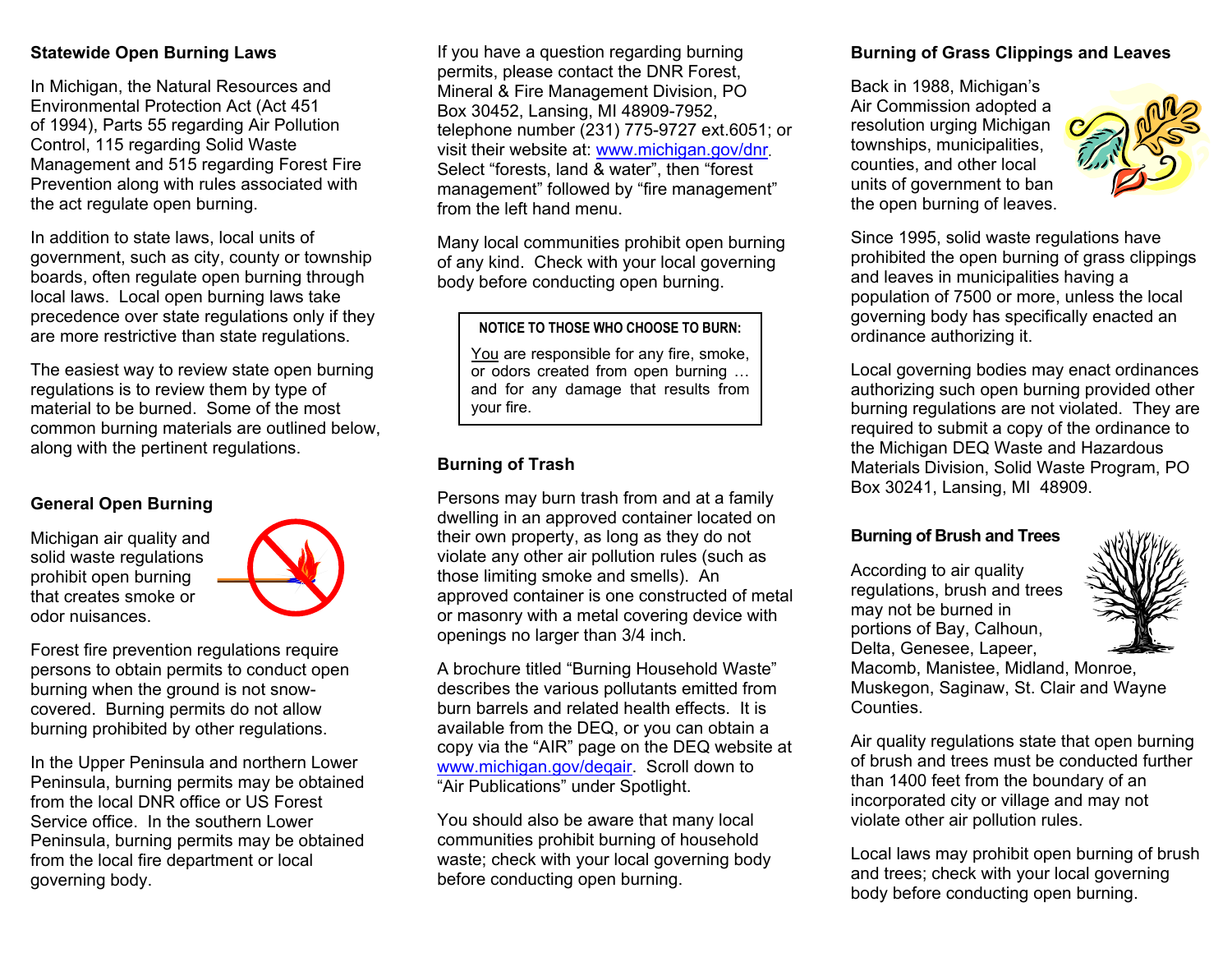## Statewide Open Burning Laws

In Michigan, the Natural Resources and Environmental Protection Act (Act 451 of 1994), Parts 55 regarding Air Pollution Control, 115 regarding Solid Waste Management and 515 regarding Forest Fire Prevention along with rules associated with the act regulate open burning.

In addition to state laws, local units of government, such as city, county or township boards, often regulate open burning through local laws. Local open burning laws take precedence over state regulations only if they are more restrictive than state regulations.

The easiest way to review state open burning regulations is to review them by type of material to be burned. Some of the most common burning materials are outlined below, along with the pertinent regulations.

## General Open Burning

Michigan air quality and solid waste regulations prohibit open burning that creates smoke or odor nuisances.

Forest fire prevention regulations require persons to obtain permits to conduct open burning when the ground is not snow-covered. Burning permits do not allow burning prohibited by other regulations.

In the Upper Peninsula and northern Lower Peninsula, burning permits may be obtained from the local DNR office or US Forest Service office. In the southern Lower Peninsula, burning permits may be obtained from the local fire department or local governing body.

If you have a question regarding burning permits, please contact the DNR Forest, Mineral & Fire Management Division, PO Box 30452, Lansing, MI 48909-7952, telephone number (231) 775-9727 ext.6051; or visit their website at: www.michigan.gov/dnr. Select "forests, land & water", then "forest management" followed by "fire management" from the left hand menu.

Many local communities prohibit open burning of any kind. Check with your local governing body before conducting open burning.

**NOTICE TO THOSE WHO CHOOSE TO BURN:**

You are responsible for any fire, smoke, or odors created from open burning … and for any damage that results from your fire.

## Burning of Trash

Persons may burn trash from and at a family dwelling in an approved container located on their own property, as long as they do not violate any other air pollution rules (such as those limiting smoke and smells). An approved container is one constructed of metal or masonry with a metal covering device with openings no larger than 3/4 inch.

A brochure titled "Burning Household Waste" describes the various pollutants emitted from burn barrels and related health effects. It is available from the DEQ, or you can obtain a copy via the "AIR" page on the DEQ website at www.michigan.gov/deqair. Scroll down to "Air Publications" under Spotlight.

You should also be aware that many local communities prohibit burning of household waste; check with your local governing body before conducting open burning.

## Burning of Grass Clippings and Leaves

Back in 1988, Michigan's Air Commission adopted a resolution urging Michigan townships, municipalities, counties, and other local units of government to ban the open burning of leaves.

Since 1995, solid waste regulations have prohibited the open burning of grass clippings and leaves in municipalities having a population of 7500 or more, unless the local governing body has specifically enacted an ordinance authorizing it.

Local governing bodies may enact ordinances authorizing such open burning provided other burning regulations are not violated. They are required to submit a copy of the ordinance to the Michigan DEQ Waste and Hazardous Materials Division, Solid Waste Program, PO Box 30241, Lansing, MI 48909.

## Burning of Brush and Trees

According to air quality regulations, brush and trees may not be burned in portions of Bay, Calhoun, Delta, Genesee, Lapeer, Macomb, Manistee, Midland, Monroe, Muskegon, Saginaw, St. Clair and Wayne Counties.

Air quality regulations state that open burning of brush and trees must be conducted further than 1400 feet from the boundary of an incorporated city or village and may not violate other air pollution rules.

Local laws may prohibit open burning of brush and trees; check with your local governing body before conducting open burning.